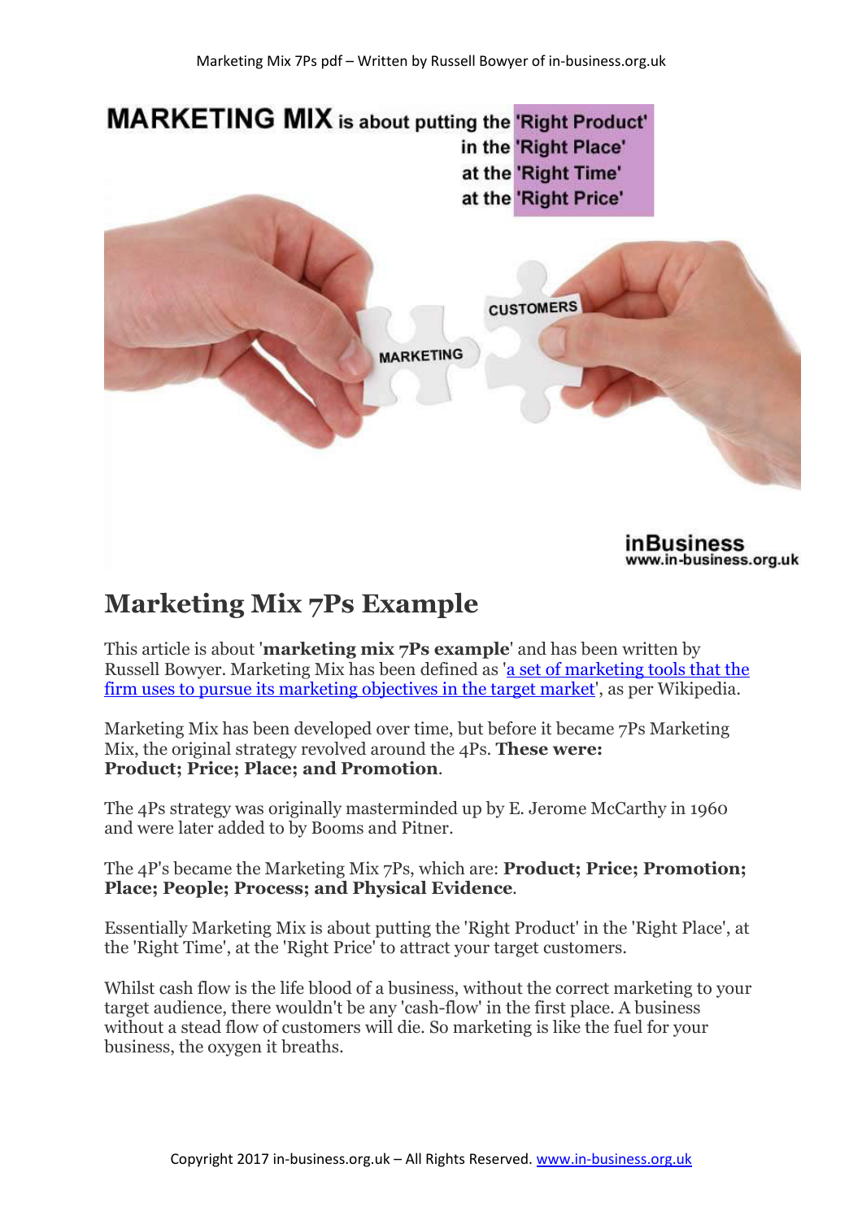# Marketing Mix 7Ps Example

This article is about '**marketing mix 7Ps example**' and has been written by Russell Bowyer. Marketing Mix has been defined as 'a set of marketing tools that the firm uses to pursue its marketing objectives in the target market', as per Wikipedia.

Marketing Mix has been developed over time, but before it became 7Ps Marketing Mix, the original strategy revolved around the 4Ps. **These were: Product; Price; Place; and Promotion**.

The 4Ps strategy was originally masterminded up by E. Jerome McCarthy in 1960 and were later added to by Booms and Pitner.

The 4P's became the Marketing Mix 7Ps, which are: **Product; Price; Promotion; Place; People; Process; and Physical Evidence**.

Essentially Marketing Mix is about putting the 'Right Product' in the 'Right Place', at the 'Right Time', at the 'Right Price' to attract your target customers.

Whilst cash flow is the life blood of a business, without the correct marketing to your target audience, there wouldn't be any 'cash-flow' in the first place. A business without a stead flow of customers will die. So marketing is like the fuel for your business, the oxygen it breaths.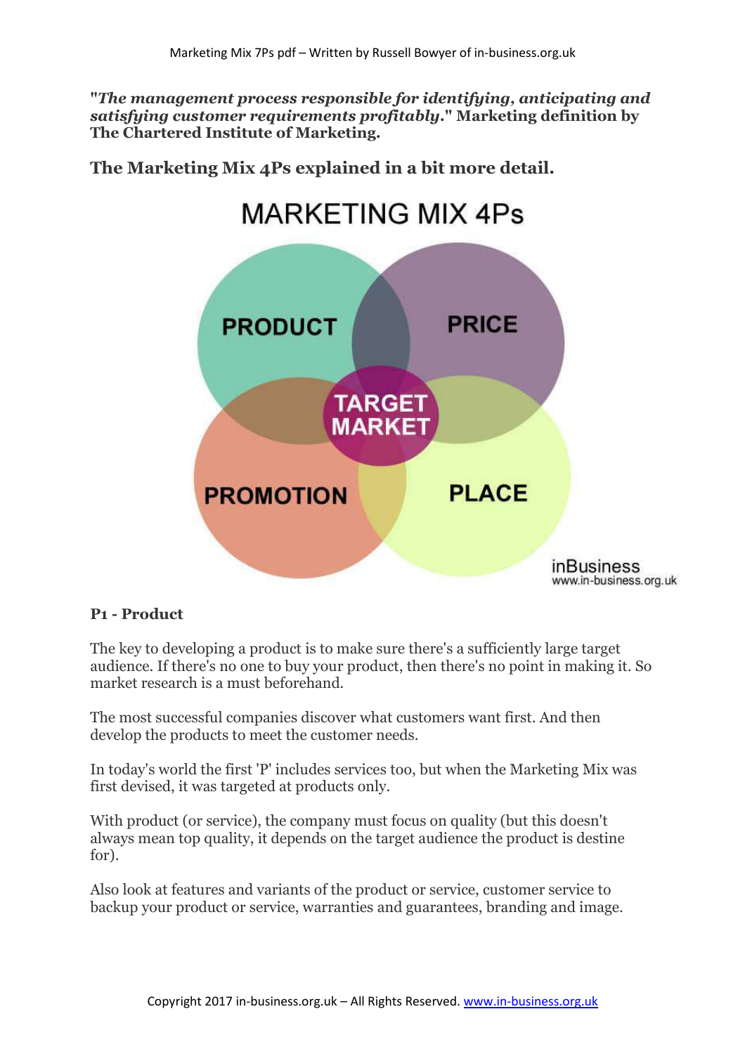**"*The management process responsible for identifying, anticipating and satisfying customer requirements profitably.*" Marketing definition by The Chartered Institute of Marketing.**

## The Marketing Mix 4Ps explained in a bit more detail.

### P1 - Product

The key to developing a product is to make sure there's a sufficiently large target audience. If there's no one to buy your product, then there's no point in making it. So market research is a must beforehand.

The most successful companies discover what customers want first. And then develop the products to meet the customer needs.

In today's world the first 'P' includes services too, but when the Marketing Mix was first devised, it was targeted at products only.

With product (or service), the company must focus on quality (but this doesn't always mean top quality, it depends on the target audience the product is destine for).

Also look at features and variants of the product or service, customer service to backup your product or service, warranties and guarantees, branding and image.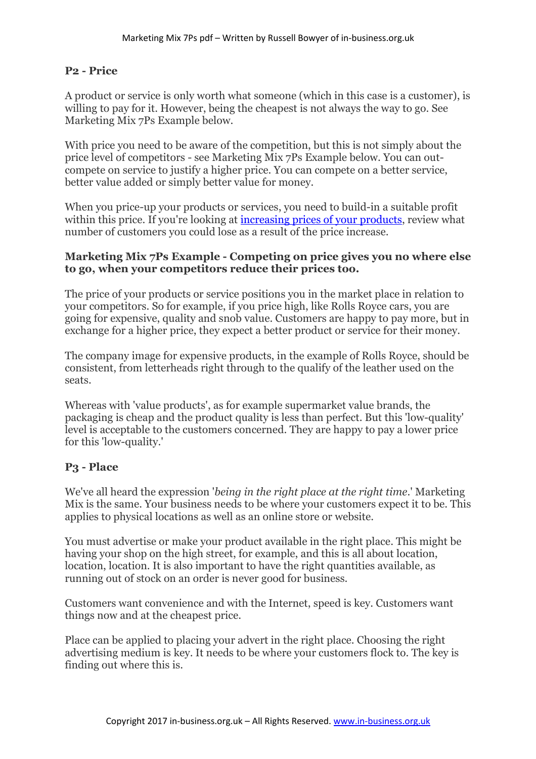**P2 - Price**

A product or service is only worth what someone (which in this case is a customer), is willing to pay for it. However, being the cheapest is not always the way to go. See Marketing Mix 7Ps Example below.

With price you need to be aware of the competition, but this is not simply about the price level of competitors - see Marketing Mix 7Ps Example below. You can out-compete on service to justify a higher price. You can compete on a better service, better value added or simply better value for money.

When you price-up your products or services, you need to build-in a suitable profit within this price. If you're looking at [increasing prices of your products](), review what number of customers you could lose as a result of the price increase.

**Marketing Mix 7Ps Example - Competing on price gives you no where else to go, when your competitors reduce their prices too.**

The price of your products or service positions you in the market place in relation to your competitors. So for example, if you price high, like Rolls Royce cars, you are going for expensive, quality and snob value. Customers are happy to pay more, but in exchange for a higher price, they expect a better product or service for their money.

The company image for expensive products, in the example of Rolls Royce, should be consistent, from letterheads right through to the qualify of the leather used on the seats.

Whereas with 'value products', as for example supermarket value brands, the packaging is cheap and the product quality is less than perfect. But this 'low-quality' level is acceptable to the customers concerned. They are happy to pay a lower price for this 'low-quality.'

**P3 - Place**

We've all heard the expression '*being in the right place at the right time*.' Marketing Mix is the same. Your business needs to be where your customers expect it to be. This applies to physical locations as well as an online store or website.

You must advertise or make your product available in the right place. This might be having your shop on the high street, for example, and this is all about location, location, location. It is also important to have the right quantities available, as running out of stock on an order is never good for business.

Customers want convenience and with the Internet, speed is key. Customers want things now and at the cheapest price.

Place can be applied to placing your advert in the right place. Choosing the right advertising medium is key. It needs to be where your customers flock to. The key is finding out where this is.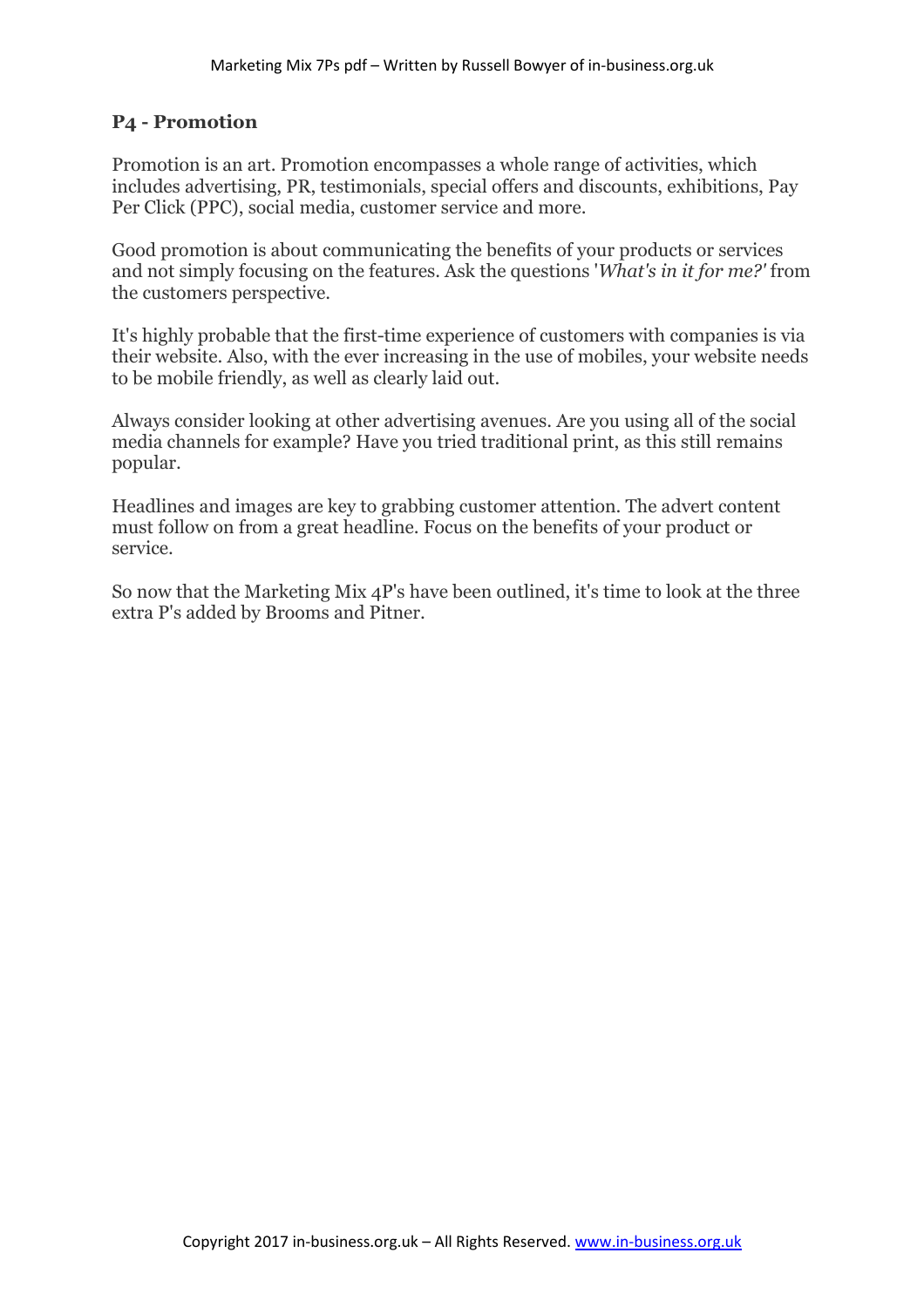## P4 - Promotion

Promotion is an art. Promotion encompasses a whole range of activities, which includes advertising, PR, testimonials, special offers and discounts, exhibitions, Pay Per Click (PPC), social media, customer service and more.

Good promotion is about communicating the benefits of your products or services and not simply focusing on the features. Ask the questions '*What's in it for me?*' from the customers perspective.

It's highly probable that the first-time experience of customers with companies is via their website. Also, with the ever increasing in the use of mobiles, your website needs to be mobile friendly, as well as clearly laid out.

Always consider looking at other advertising avenues. Are you using all of the social media channels for example? Have you tried traditional print, as this still remains popular.

Headlines and images are key to grabbing customer attention. The advert content must follow on from a great headline. Focus on the benefits of your product or service.

So now that the Marketing Mix 4P's have been outlined, it's time to look at the three extra P's added by Brooms and Pitner.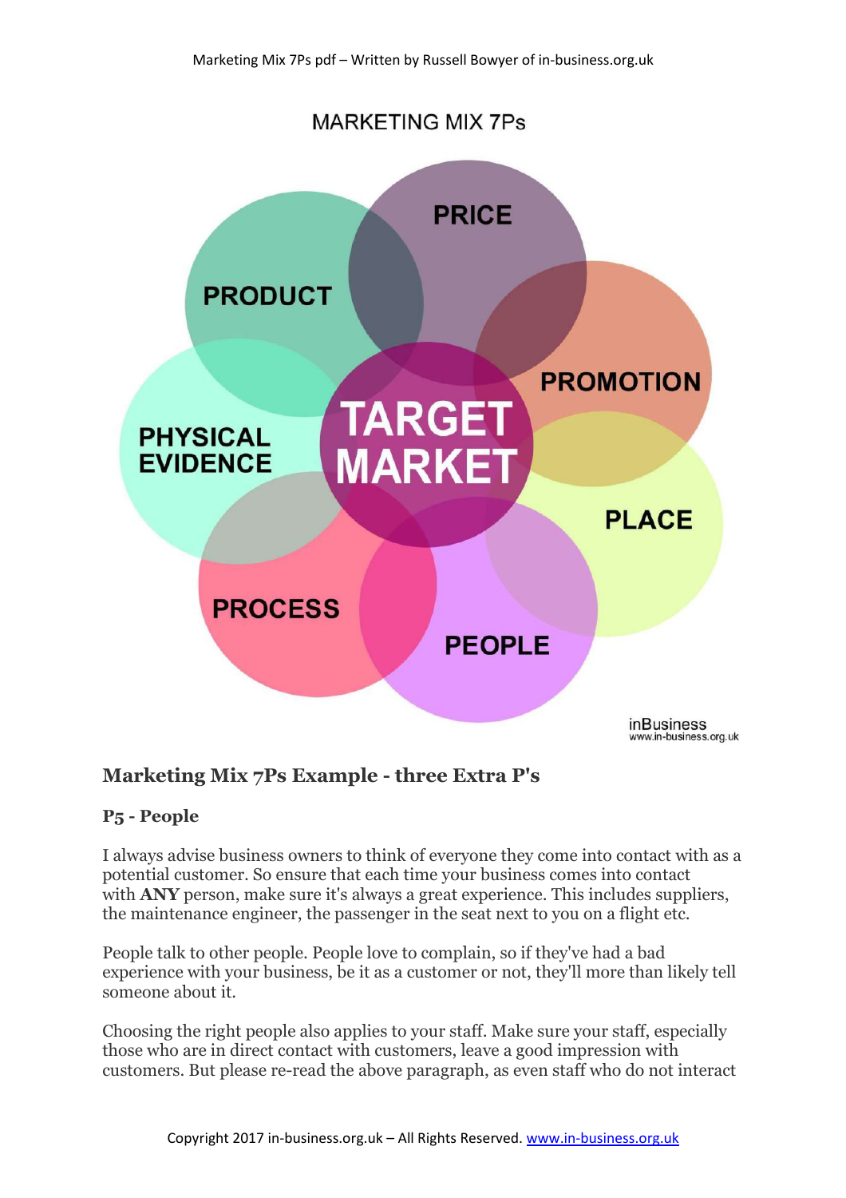MARKETING MIX 7Ps

PRICE

PRODUCT

PROMOTION

PHYSICAL EVIDENCE

TARGET MARKET

PLACE

PROCESS

PEOPLE

inBusiness
www.in-business.org.uk

## Marketing Mix 7Ps Example - three Extra P's

### P5 - People

I always advise business owners to think of everyone they come into contact with as a potential customer. So ensure that each time your business comes into contact with **ANY** person, make sure it's always a great experience. This includes suppliers, the maintenance engineer, the passenger in the seat next to you on a flight etc.

People talk to other people. People love to complain, so if they've had a bad experience with your business, be it as a customer or not, they'll more than likely tell someone about it.

Choosing the right people also applies to your staff. Make sure your staff, especially those who are in direct contact with customers, leave a good impression with customers. But please re-read the above paragraph, as even staff who do not interact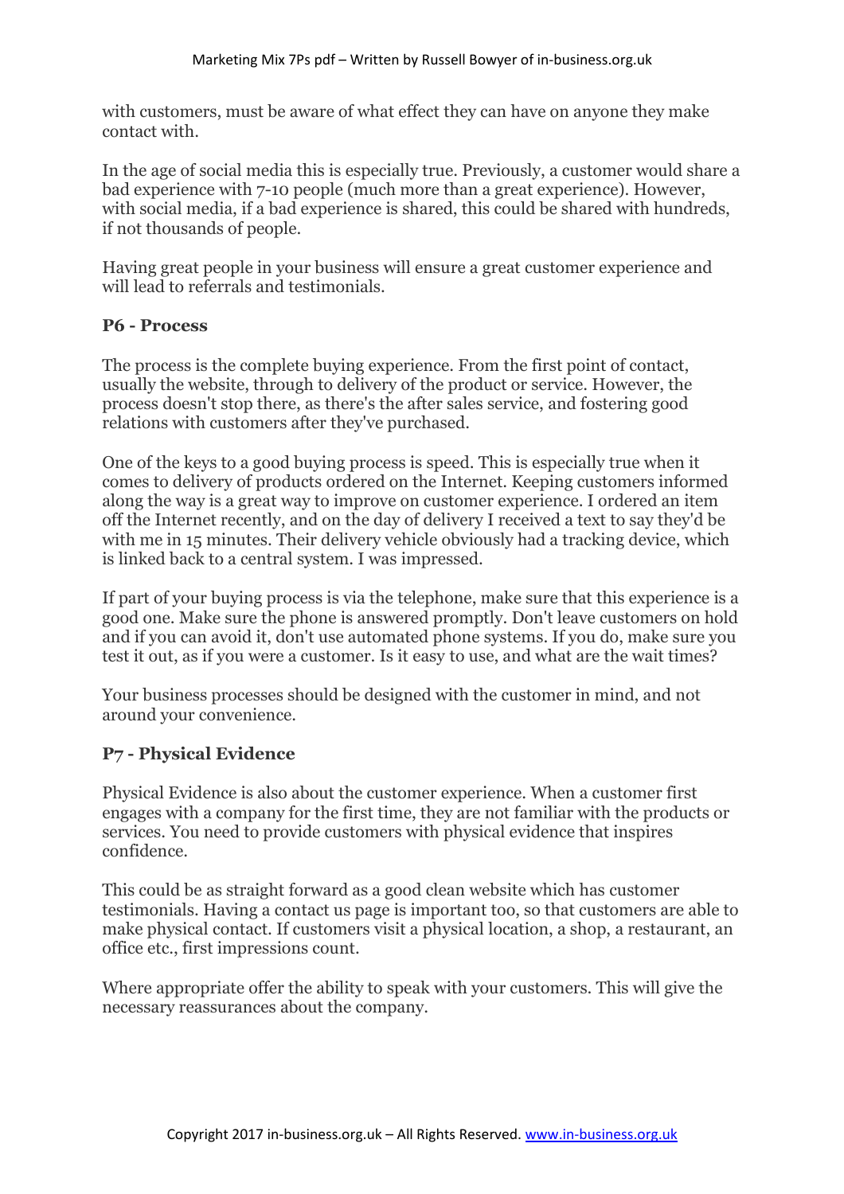with customers, must be aware of what effect they can have on anyone they make contact with.

In the age of social media this is especially true. Previously, a customer would share a bad experience with 7-10 people (much more than a great experience). However, with social media, if a bad experience is shared, this could be shared with hundreds, if not thousands of people.

Having great people in your business will ensure a great customer experience and will lead to referrals and testimonials.

### P6 - Process

The process is the complete buying experience. From the first point of contact, usually the website, through to delivery of the product or service. However, the process doesn't stop there, as there's the after sales service, and fostering good relations with customers after they've purchased.

One of the keys to a good buying process is speed. This is especially true when it comes to delivery of products ordered on the Internet. Keeping customers informed along the way is a great way to improve on customer experience. I ordered an item off the Internet recently, and on the day of delivery I received a text to say they'd be with me in 15 minutes. Their delivery vehicle obviously had a tracking device, which is linked back to a central system. I was impressed.

If part of your buying process is via the telephone, make sure that this experience is a good one. Make sure the phone is answered promptly. Don't leave customers on hold and if you can avoid it, don't use automated phone systems. If you do, make sure you test it out, as if you were a customer. Is it easy to use, and what are the wait times?

Your business processes should be designed with the customer in mind, and not around your convenience.

### P7 - Physical Evidence

Physical Evidence is also about the customer experience. When a customer first engages with a company for the first time, they are not familiar with the products or services. You need to provide customers with physical evidence that inspires confidence.

This could be as straight forward as a good clean website which has customer testimonials. Having a contact us page is important too, so that customers are able to make physical contact. If customers visit a physical location, a shop, a restaurant, an office etc., first impressions count.

Where appropriate offer the ability to speak with your customers. This will give the necessary reassurances about the company.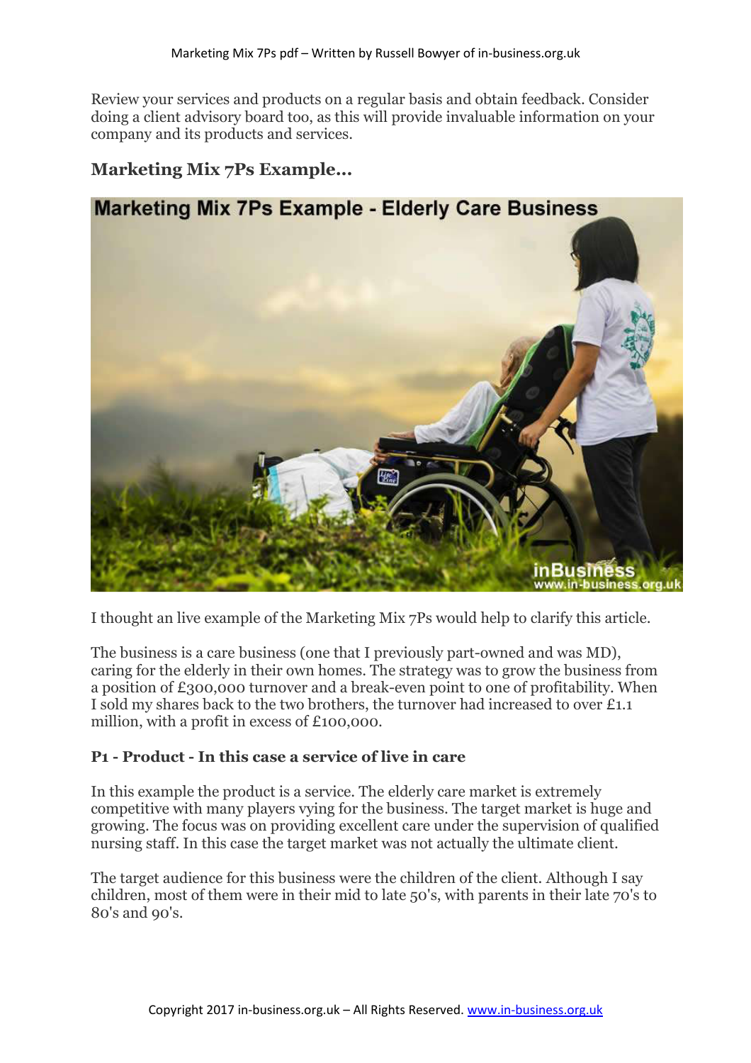Review your services and products on a regular basis and obtain feedback. Consider doing a client advisory board too, as this will provide invaluable information on your company and its products and services.

## Marketing Mix 7Ps Example...

I thought an live example of the Marketing Mix 7Ps would help to clarify this article.

The business is a care business (one that I previously part-owned and was MD), caring for the elderly in their own homes. The strategy was to grow the business from a position of £300,000 turnover and a break-even point to one of profitability. When I sold my shares back to the two brothers, the turnover had increased to over £1.1 million, with a profit in excess of £100,000.

### P1 - Product - In this case a service of live in care

In this example the product is a service. The elderly care market is extremely competitive with many players vying for the business. The target market is huge and growing. The focus was on providing excellent care under the supervision of qualified nursing staff. In this case the target market was not actually the ultimate client.

The target audience for this business were the children of the client. Although I say children, most of them were in their mid to late 50's, with parents in their late 70's to 80's and 90's.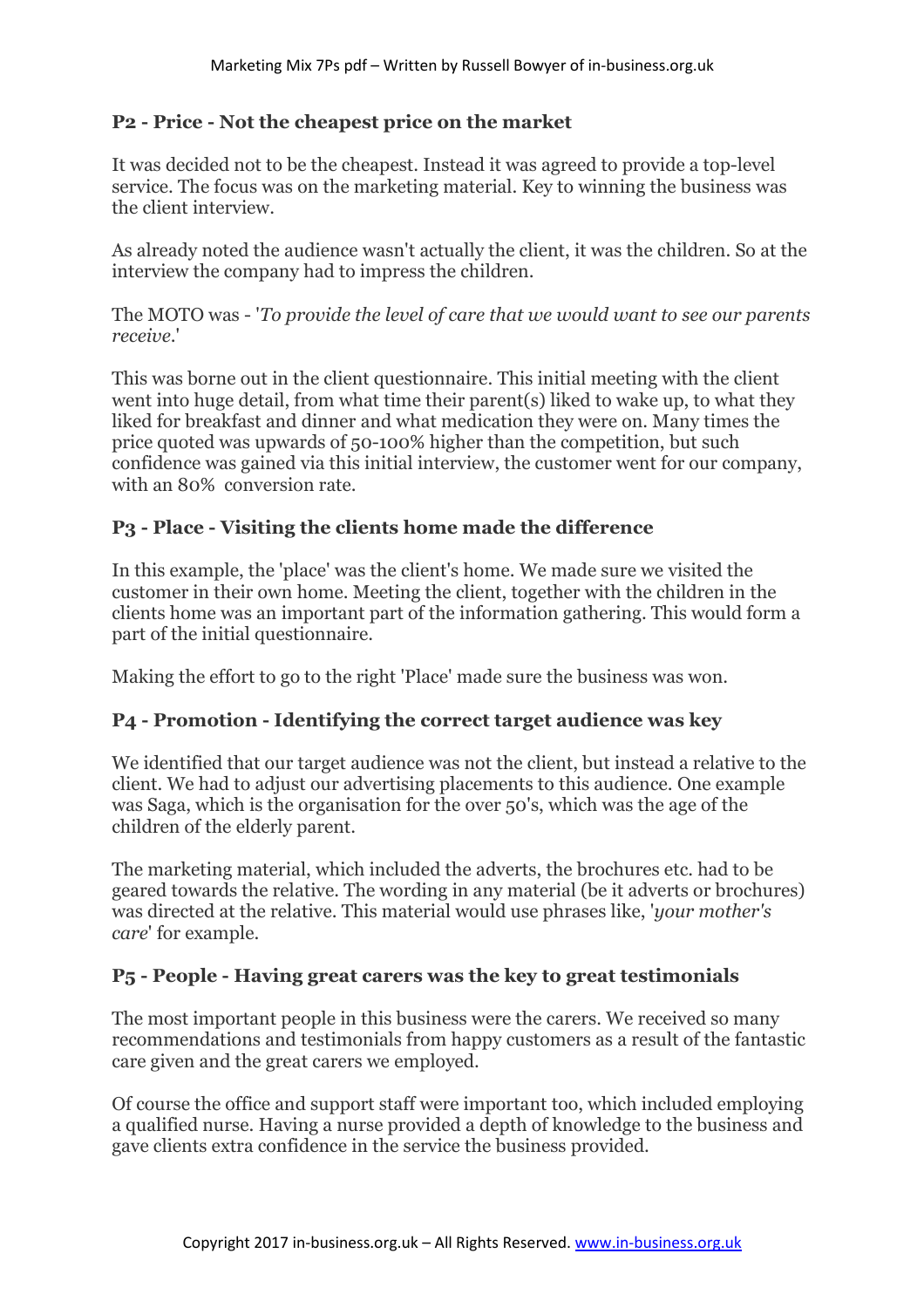### P2 - Price - Not the cheapest price on the market

It was decided not to be the cheapest. Instead it was agreed to provide a top-level service. The focus was on the marketing material. Key to winning the business was the client interview.

As already noted the audience wasn't actually the client, it was the children. So at the interview the company had to impress the children.

The MOTO was - '*To provide the level of care that we would want to see our parents receive*.'

This was borne out in the client questionnaire. This initial meeting with the client went into huge detail, from what time their parent(s) liked to wake up, to what they liked for breakfast and dinner and what medication they were on. Many times the price quoted was upwards of 50-100% higher than the competition, but such confidence was gained via this initial interview, the customer went for our company, with an 80% conversion rate.

### P3 - Place - Visiting the clients home made the difference

In this example, the 'place' was the client's home. We made sure we visited the customer in their own home. Meeting the client, together with the children in the clients home was an important part of the information gathering. This would form a part of the initial questionnaire.

Making the effort to go to the right 'Place' made sure the business was won.

### P4 - Promotion - Identifying the correct target audience was key

We identified that our target audience was not the client, but instead a relative to the client. We had to adjust our advertising placements to this audience. One example was Saga, which is the organisation for the over 50's, which was the age of the children of the elderly parent.

The marketing material, which included the adverts, the brochures etc. had to be geared towards the relative. The wording in any material (be it adverts or brochures) was directed at the relative. This material would use phrases like, '*your mother's care*' for example.

### P5 - People - Having great carers was the key to great testimonials

The most important people in this business were the carers. We received so many recommendations and testimonials from happy customers as a result of the fantastic care given and the great carers we employed.

Of course the office and support staff were important too, which included employing a qualified nurse. Having a nurse provided a depth of knowledge to the business and gave clients extra confidence in the service the business provided.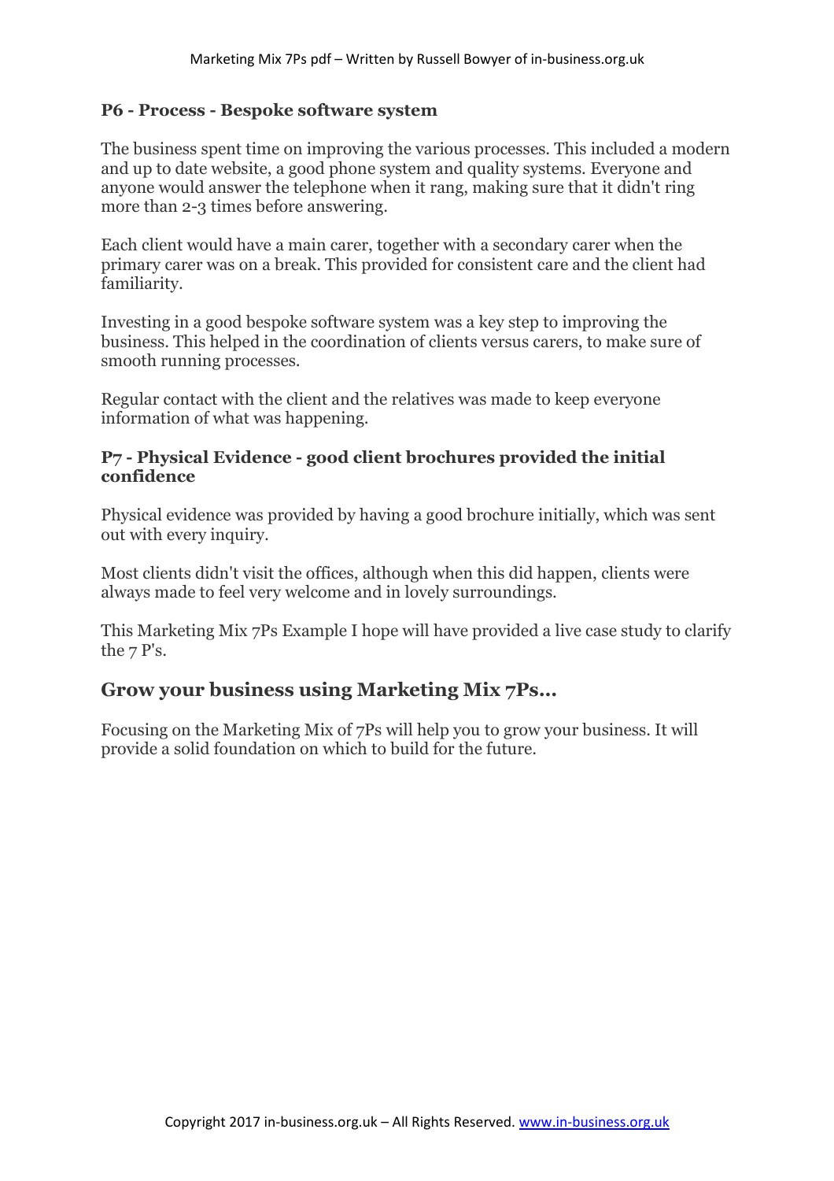### P6 - Process - Bespoke software system

The business spent time on improving the various processes. This included a modern and up to date website, a good phone system and quality systems. Everyone and anyone would answer the telephone when it rang, making sure that it didn't ring more than 2-3 times before answering.

Each client would have a main carer, together with a secondary carer when the primary carer was on a break. This provided for consistent care and the client had familiarity.

Investing in a good bespoke software system was a key step to improving the business. This helped in the coordination of clients versus carers, to make sure of smooth running processes.

Regular contact with the client and the relatives was made to keep everyone information of what was happening.

### P7 - Physical Evidence - good client brochures provided the initial confidence

Physical evidence was provided by having a good brochure initially, which was sent out with every inquiry.

Most clients didn't visit the offices, although when this did happen, clients were always made to feel very welcome and in lovely surroundings.

This Marketing Mix 7Ps Example I hope will have provided a live case study to clarify the 7 P's.

## Grow your business using Marketing Mix 7Ps...

Focusing on the Marketing Mix of 7Ps will help you to grow your business. It will provide a solid foundation on which to build for the future.